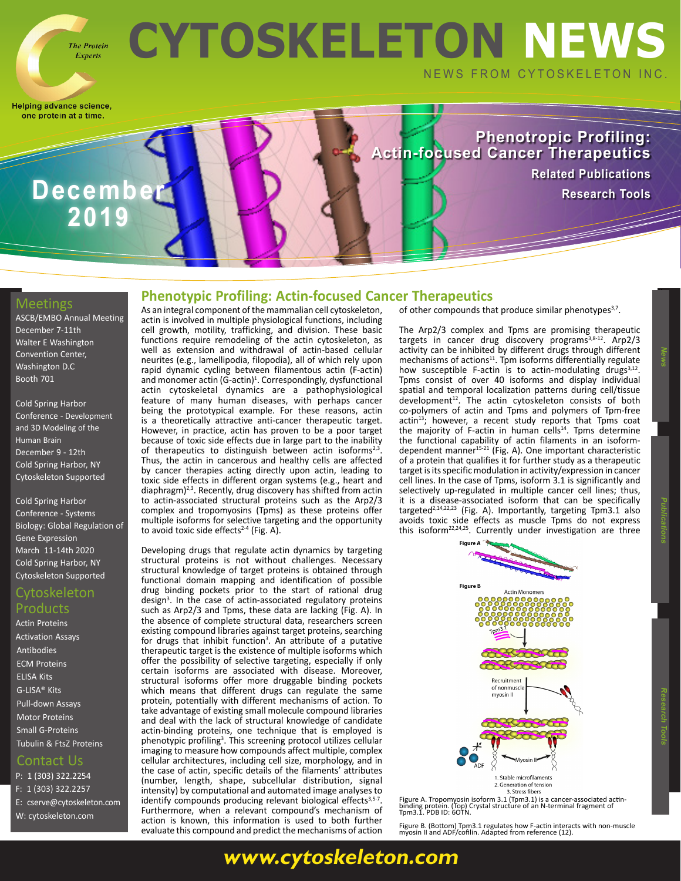# CYTOSKELETON NEWS

NEWS FROM CYTOSKELETON INC.

The Protein Experts

Helping advance science, one protein at a time.

**December 2019**

**Phenotropic Profiling: Actin-focused Cancer Therapeutics**

**Related Publications**

**Research Tools**

## Meetings

ASCB/EMBO Annual Meeting
December 7-11th
Walter E Washington Convention Center, Washington D.C
Booth 701

Cold Spring Harbor Conference - Development and 3D Modeling of the Human Brain
December 9 - 12th
Cold Spring Harbor, NY
Cytoskeleton Supported

Cold Spring Harbor Conference - Systems Biology: Global Regulation of Gene Expression
March 11-14th 2020
Cold Spring Harbor, NY
Cytoskeleton Supported

## Cytoskeleton Products

- Actin Proteins
- Activation Assays
- Antibodies
- ECM Proteins
- ELISA Kits
- G-LISA® Kits
- Pull-down Assays
- Motor Proteins
- Small G-Proteins
- Tubulin & FtsZ Proteins

## Contact Us

P: 1 (303) 322.2254
F: 1 (303) 322.2257
E: cserve@cytoskeleton.com
W: cytoskeleton.com

## Phenotypic Profiling: Actin-focused Cancer Therapeutics

As an integral component of the mammalian cell cytoskeleton, actin is involved in multiple physiological functions, including cell growth, motility, trafficking, and division. These basic functions require remodeling of the actin cytoskeleton, as well as extension and withdrawal of actin-based cellular neurites (e.g., lamellipodia, filopodia), all of which rely upon rapid dynamic cycling between filamentous actin (F-actin) and monomer actin (G-actin)[1]. Correspondingly, dysfunctional actin cytoskeletal dynamics are a pathophysiological feature of many human diseases, with perhaps cancer being the prototypical example. For these reasons, actin is a theoretically attractive anti-cancer therapeutic target. However, in practice, actin has proven to be a poor target because of toxic side effects due in large part to the inability of therapeutics to distinguish between actin isoforms[2,3]. Thus, the actin in cancerous and healthy cells are affected by cancer therapies acting directly upon actin, leading to toxic side effects in different organ systems (e.g., heart and diaphragm)[2,3]. Recently, drug discovery has shifted from actin to actin-associated structural proteins such as the Arp2/3 complex and tropomyosins (Tpms) as these proteins offer multiple isoforms for selective targeting and the opportunity to avoid toxic side effects[2-4] (Fig. A).

Developing drugs that regulate actin dynamics by targeting structural proteins is not without challenges. Necessary structural knowledge of target proteins is obtained through functional domain mapping and identification of possible drug binding pockets prior to the start of rational drug design[3]. In the case of actin-associated regulatory proteins such as Arp2/3 and Tpms, these data are lacking (Fig. A). In the absence of complete structural data, researchers screen existing compound libraries against target proteins, searching for drugs that inhibit function[3]. An attribute of a putative therapeutic target is the existence of multiple isoforms which offer the possibility of selective targeting, especially if only certain isoforms are associated with disease. Moreover, structural isoforms offer more druggable binding pockets which means that different drugs can regulate the same protein, potentially with different mechanisms of action. To take advantage of existing small molecule compound libraries and deal with the lack of structural knowledge of candidate actin-binding proteins, one technique that is employed is phenotypic profiling[3]. This screening protocol utilizes cellular imaging to measure how compounds affect multiple, complex cellular architectures, including cell size, morphology, and in the case of actin, specific details of the filaments' attributes (number, length, shape, subcellular distribution, signal intensity) by computational and automated image analyses to identify compounds producing relevant biological effects[3,5-7]. Furthermore, when a compound's mechanism of action is known, this information is used to both further evaluate this compound and predict the mechanisms of action of other compounds that produce similar phenotypes[3,7].

The Arp2/3 complex and Tpms are promising therapeutic targets in cancer drug discovery programs[3,8-12]. Arp2/3 activity can be inhibited by different drugs through different mechanisms of actions[11]. Tpm isoforms differentially regulate how susceptible F-actin is to actin-modulating drugs[3,12]. Tpms consist of over 40 isoforms and display individual spatial and temporal localization patterns during cell/tissue development[12]. The actin cytoskeleton consists of both co-polymers of actin and Tpms and polymers of Tpm-free actin[13]; however, a recent study reports that Tpms coat the majority of F-actin in human cells[14]. Tpms determine the functional capability of actin filaments in an isoform-dependent manner[15-21] (Fig. A). One important characteristic of a protein that qualifies it for further study as a therapeutic target is its specific modulation in activity/expression in cancer cell lines. In the case of Tpms, isoform 3.1 is significantly and selectively up-regulated in multiple cancer cell lines; thus, it is a disease-associated isoform that can be specifically targeted[2,14,22,23] (Fig. A). Importantly, targeting Tpm3.1 also avoids toxic side effects as muscle Tpms do not express this isoform[22,24,25]. Currently under investigation are three

Figure A

Figure B

Actin Monomers

Tpm3.1

Recruitment of nonmuscle myosin II

ADF

Myosin II

1. Stable microfilaments
2. Generation of tension
3. Stress fibers

Figure A. Tropomyosin isoform 3.1 (Tpm3.1) is a cancer-associated actin-binding protein. (Top) Crystal structure of an N-terminal fragment of Tpm3.1. PDB ID: 6OTN.

Figure B. (Bottom) Tpm3.1 regulates how F-actin interacts with non-muscle myosin II and ADF/cofilin. Adapted from reference (12).

News | Publications | Research Tools

**www.cytoskeleton.com**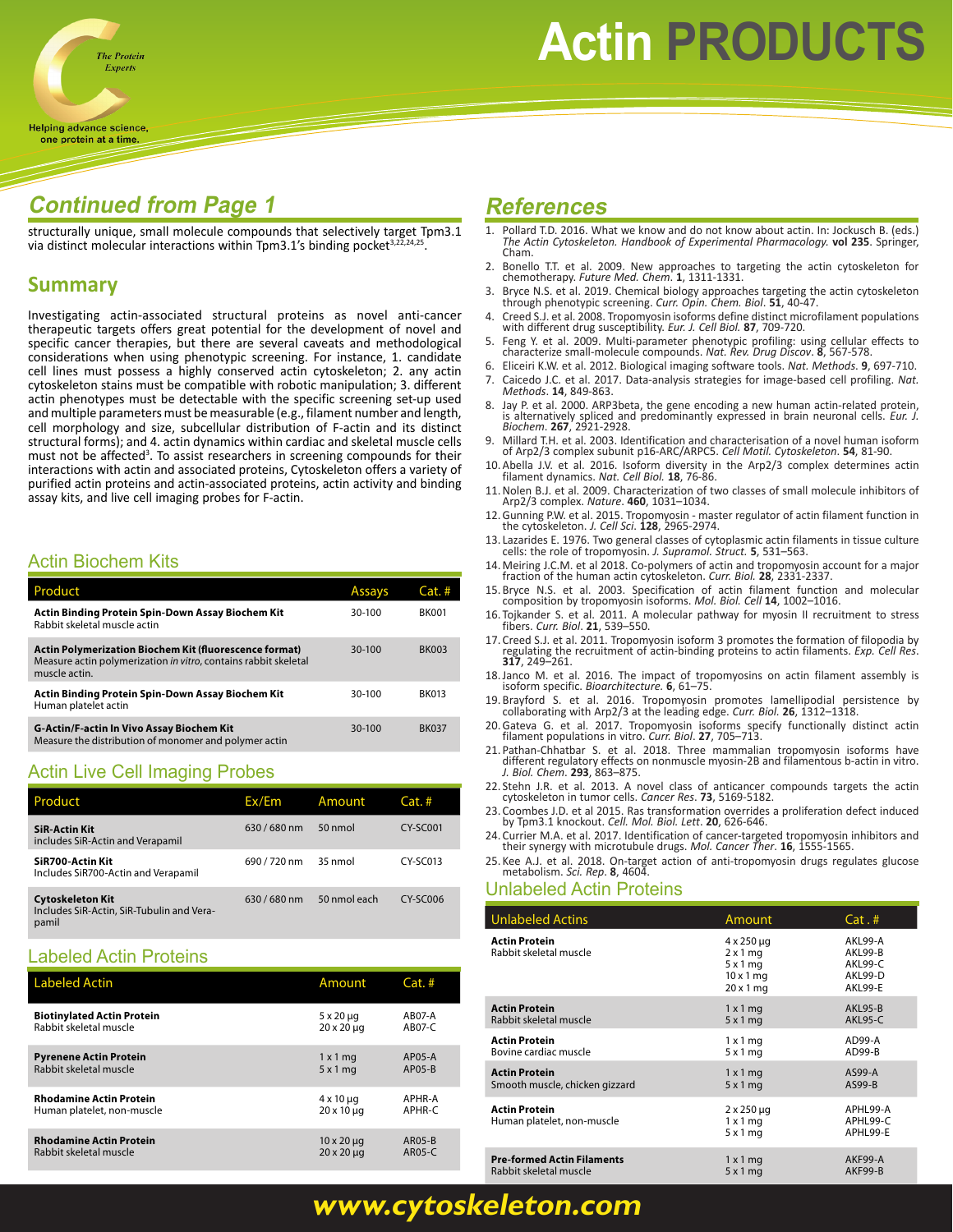# Actin PRODUCTS

## Continued from Page 1

structurally unique, small molecule compounds that selectively target Tpm3.1 via distinct molecular interactions within Tpm3.1's binding pocket[3,22,24,25].

## Summary

Investigating actin-associated structural proteins as novel anti-cancer therapeutic targets offers great potential for the development of novel and specific cancer therapies, but there are several caveats and methodological considerations when using phenotypic screening. For instance, 1. candidate cell lines must possess a highly conserved actin cytoskeleton; 2. any actin cytoskeleton stains must be compatible with robotic manipulation; 3. different actin phenotypes must be detectable with the specific screening set-up used and multiple parameters must be measurable (e.g., filament number and length, cell morphology and size, subcellular distribution of F-actin and its distinct structural forms); and 4. actin dynamics within cardiac and skeletal muscle cells must not be affected[3]. To assist researchers in screening compounds for their interactions with actin and associated proteins, Cytoskeleton offers a variety of purified actin proteins and actin-associated proteins, actin activity and binding assay kits, and live cell imaging probes for F-actin.

### Actin Biochem Kits

| Product | Assays | Cat. # |
|---|---|---|
| **Actin Binding Protein Spin-Down Assay Biochem Kit** Rabbit skeletal muscle actin | 30-100 | BK001 |
| **Actin Polymerization Biochem Kit (fluorescence format)** Measure actin polymerization *in vitro*, contains rabbit skeletal muscle actin. | 30-100 | BK003 |
| **Actin Binding Protein Spin-Down Assay Biochem Kit** Human platelet actin | 30-100 | BK013 |
| **G-Actin/F-actin In Vivo Assay Biochem Kit** Measure the distribution of monomer and polymer actin | 30-100 | BK037 |

### Actin Live Cell Imaging Probes

| Product | Ex/Em | Amount | Cat. # |
|---|---|---|---|
| **SiR-Actin Kit** includes SiR-Actin and Verapamil | 630 / 680 nm | 50 nmol | CY-SC001 |
| **SiR700-Actin Kit** Includes SiR700-Actin and Verapamil | 690 / 720 nm | 35 nmol | CY-SC013 |
| **Cytoskeleton Kit** Includes SiR-Actin, SiR-Tubulin and Verapamil | 630 / 680 nm | 50 nmol each | CY-SC006 |

### Labeled Actin Proteins

| Labeled Actin | Amount | Cat. # |
|---|---|---|
| **Biotinylated Actin Protein** Rabbit skeletal muscle | 5 x 20 µg<br>20 x 20 µg | AB07-A<br>AB07-C |
| **Pyrenene Actin Protein** Rabbit skeletal muscle | 1 x 1 mg<br>5 x 1 mg | AP05-A<br>AP05-B |
| **Rhodamine Actin Protein** Human platelet, non-muscle | 4 x 10 µg<br>20 x 10 µg | APHR-A<br>APHR-C |
| **Rhodamine Actin Protein** Rabbit skeletal muscle | 10 x 20 µg<br>20 x 20 µg | AR05-B<br>AR05-C |

## References

1. Pollard T.D. 2016. What we know and do not know about actin. In: Jockusch B. (eds.) *The Actin Cytoskeleton. Handbook of Experimental Pharmacology.* **vol 235**. Springer, Cham.
2. Bonello T.T. et al. 2009. New approaches to targeting the actin cytoskeleton for chemotherapy. *Future Med. Chem*. **1**, 1311-1331.
3. Bryce N.S. et al. 2019. Chemical biology approaches targeting the actin cytoskeleton through phenotypic screening. *Curr. Opin. Chem. Biol*. **51**, 40-47.
4. Creed S.J. et al. 2008. Tropomyosin isoforms define distinct microfilament populations with different drug susceptibility. *Eur. J. Cell Biol.* **87**, 709-720.
5. Feng Y. et al. 2009. Multi-parameter phenotypic profiling: using cellular effects to characterize small-molecule compounds. *Nat. Rev. Drug Discov*. **8**, 567-578.
6. Eliceiri K.W. et al. 2012. Biological imaging software tools. *Nat. Methods*. **9**, 697-710.
7. Caicedo J.C. et al. 2017. Data-analysis strategies for image-based cell profiling. *Nat. Methods*. **14**, 849-863.
8. Jay P. et al. 2000. ARP3beta, the gene encoding a new human actin-related protein, is alternatively spliced and predominantly expressed in brain neuronal cells. *Eur. J. Biochem*. **267**, 2921-2928.
9. Millard T.H. et al. 2003. Identification and characterisation of a novel human isoform of Arp2/3 complex subunit p16-ARC/ARPC5. *Cell Motil. Cytoskeleton*. **54**, 81-90.
10. Abella J.V. et al. 2016. Isoform diversity in the Arp2/3 complex determines actin filament dynamics. *Nat. Cell Biol.* **18**, 76-86.
11. Nolen B.J. et al. 2009. Characterization of two classes of small molecule inhibitors of Arp2/3 complex. *Nature*. **460**, 1031–1034.
12. Gunning P.W. et al. 2015. Tropomyosin - master regulator of actin filament function in the cytoskeleton. *J. Cell Sci*. **128**, 2965-2974.
13. Lazarides E. 1976. Two general classes of cytoplasmic actin filaments in tissue culture cells: the role of tropomyosin. *J. Supramol. Struct.* **5**, 531–563.
14. Meiring J.C.M. et al 2018. Co-polymers of actin and tropomyosin account for a major fraction of the human actin cytoskeleton. *Curr. Biol.* **28**, 2331-2337.
15. Bryce N.S. et al. 2003. Specification of actin filament function and molecular composition by tropomyosin isoforms. *Mol. Biol. Cell* **14**, 1002–1016.
16. Tojkander S. et al. 2011. A molecular pathway for myosin II recruitment to stress fibers. *Curr. Biol*. **21**, 539–550.
17. Creed S.J. et al. 2011. Tropomyosin isoform 3 promotes the formation of filopodia by regulating the recruitment of actin-binding proteins to actin filaments. *Exp. Cell Res*. **317**, 249–261.
18. Janco M. et al. 2016. The impact of tropomyosins on actin filament assembly is isoform specific. *Bioarchitecture*. **6**, 61–75.
19. Brayford S. et al. 2016. Tropomyosin promotes lamellipodial persistence by collaborating with Arp2/3 at the leading edge. *Curr. Biol*. **26**, 1312–1318.
20. Gateva G. et al. 2017. Tropomyosin isoforms specify functionally distinct actin filament populations in vitro. *Curr. Biol*. **27**, 705–713.
21. Pathan-Chhatbar S. et al. 2018. Three mammalian tropomyosin isoforms have different regulatory effects on nonmuscle myosin-2B and filamentous b-actin in vitro. *J. Biol. Chem*. **293**, 863–875.
22. Stehn J.R. et al. 2013. A novel class of anticancer compounds targets the actin cytoskeleton in tumor cells. *Cancer Res*. **73**, 5169-5182.
23. Coombes J.D. et al 2015. Ras transformation overrides a proliferation defect induced by Tpm3.1 knockout. *Cell. Mol. Biol. Lett*. **20**, 626-646.
24. Currier M.A. et al. 2017. Identification of cancer-targeted tropomyosin inhibitors and their synergy with microtubule drugs. *Mol. Cancer Ther*. **16**, 1555-1565.
25. Kee A.J. et al. 2018. On-target action of anti-tropomyosin drugs regulates glucose metabolism. *Sci. Rep*. **8**, 4604.

### Unlabeled Actin Proteins

| Unlabeled Actins | Amount | Cat . # |
|---|---|---|
| **Actin Protein** Rabbit skeletal muscle | 4 x 250 µg<br>2 x 1 mg<br>5 x 1 mg<br>10 x 1 mg<br>20 x 1 mg | AKL99-A<br>AKL99-B<br>AKL99-C<br>AKL99-D<br>AKL99-E |
| **Actin Protein** Rabbit skeletal muscle | 1 x 1 mg<br>5 x 1 mg | AKL95-B<br>AKL95-C |
| **Actin Protein** Bovine cardiac muscle | 1 x 1 mg<br>5 x 1 mg | AD99-A<br>AD99-B |
| **Actin Protein** Smooth muscle, chicken gizzard | 1 x 1 mg<br>5 x 1 mg | AS99-A<br>AS99-B |
| **Actin Protein** Human platelet, non-muscle | 2 x 250 µg<br>1 x 1 mg<br>5 x 1 mg | APHL99-A<br>APHL99-C<br>APHL99-E |
| **Pre-formed Actin Filaments** Rabbit skeletal muscle | 1 x 1 mg<br>5 x 1 mg | AKF99-A<br>AKF99-B |

**www.cytoskeleton.com**